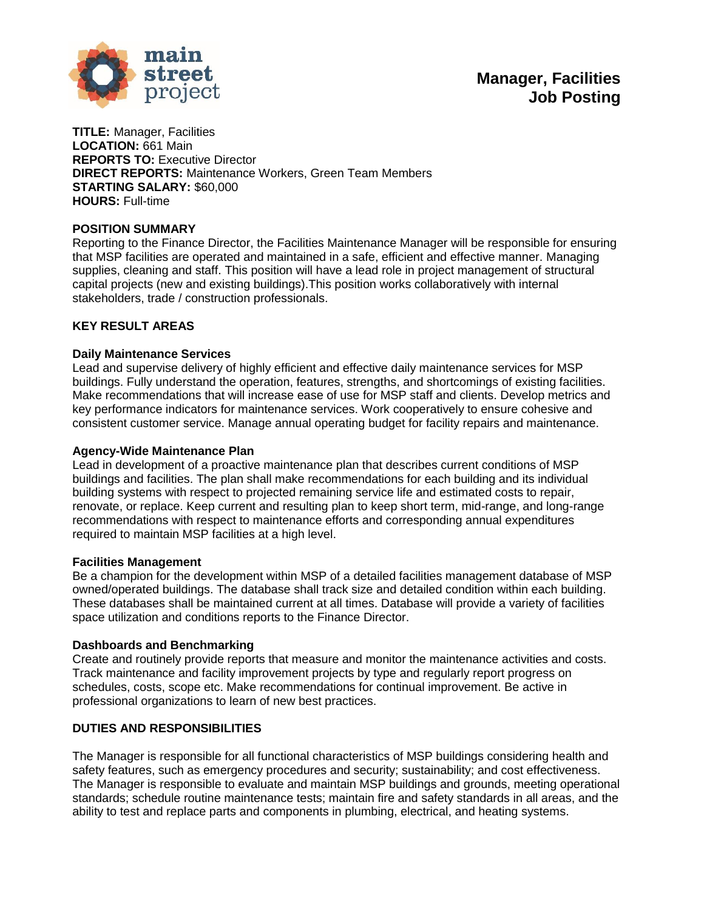main street project

# Manager, Facilities Job Posting

**TITLE:** Manager, Facilities
**LOCATION:** 661 Main
**REPORTS TO:** Executive Director
**DIRECT REPORTS:** Maintenance Workers, Green Team Members
**STARTING SALARY:** $60,000
**HOURS:** Full-time

## POSITION SUMMARY

Reporting to the Finance Director, the Facilities Maintenance Manager will be responsible for ensuring that MSP facilities are operated and maintained in a safe, efficient and effective manner. Managing supplies, cleaning and staff. This position will have a lead role in project management of structural capital projects (new and existing buildings).This position works collaboratively with internal stakeholders, trade / construction professionals.

## KEY RESULT AREAS

### Daily Maintenance Services

Lead and supervise delivery of highly efficient and effective daily maintenance services for MSP buildings. Fully understand the operation, features, strengths, and shortcomings of existing facilities. Make recommendations that will increase ease of use for MSP staff and clients. Develop metrics and key performance indicators for maintenance services. Work cooperatively to ensure cohesive and consistent customer service. Manage annual operating budget for facility repairs and maintenance.

### Agency-Wide Maintenance Plan

Lead in development of a proactive maintenance plan that describes current conditions of MSP buildings and facilities. The plan shall make recommendations for each building and its individual building systems with respect to projected remaining service life and estimated costs to repair, renovate, or replace. Keep current and resulting plan to keep short term, mid-range, and long-range recommendations with respect to maintenance efforts and corresponding annual expenditures required to maintain MSP facilities at a high level.

### Facilities Management

Be a champion for the development within MSP of a detailed facilities management database of MSP owned/operated buildings. The database shall track size and detailed condition within each building. These databases shall be maintained current at all times. Database will provide a variety of facilities space utilization and conditions reports to the Finance Director.

### Dashboards and Benchmarking

Create and routinely provide reports that measure and monitor the maintenance activities and costs. Track maintenance and facility improvement projects by type and regularly report progress on schedules, costs, scope etc. Make recommendations for continual improvement. Be active in professional organizations to learn of new best practices.

## DUTIES AND RESPONSIBILITIES

The Manager is responsible for all functional characteristics of MSP buildings considering health and safety features, such as emergency procedures and security; sustainability; and cost effectiveness. The Manager is responsible to evaluate and maintain MSP buildings and grounds, meeting operational standards; schedule routine maintenance tests; maintain fire and safety standards in all areas, and the ability to test and replace parts and components in plumbing, electrical, and heating systems.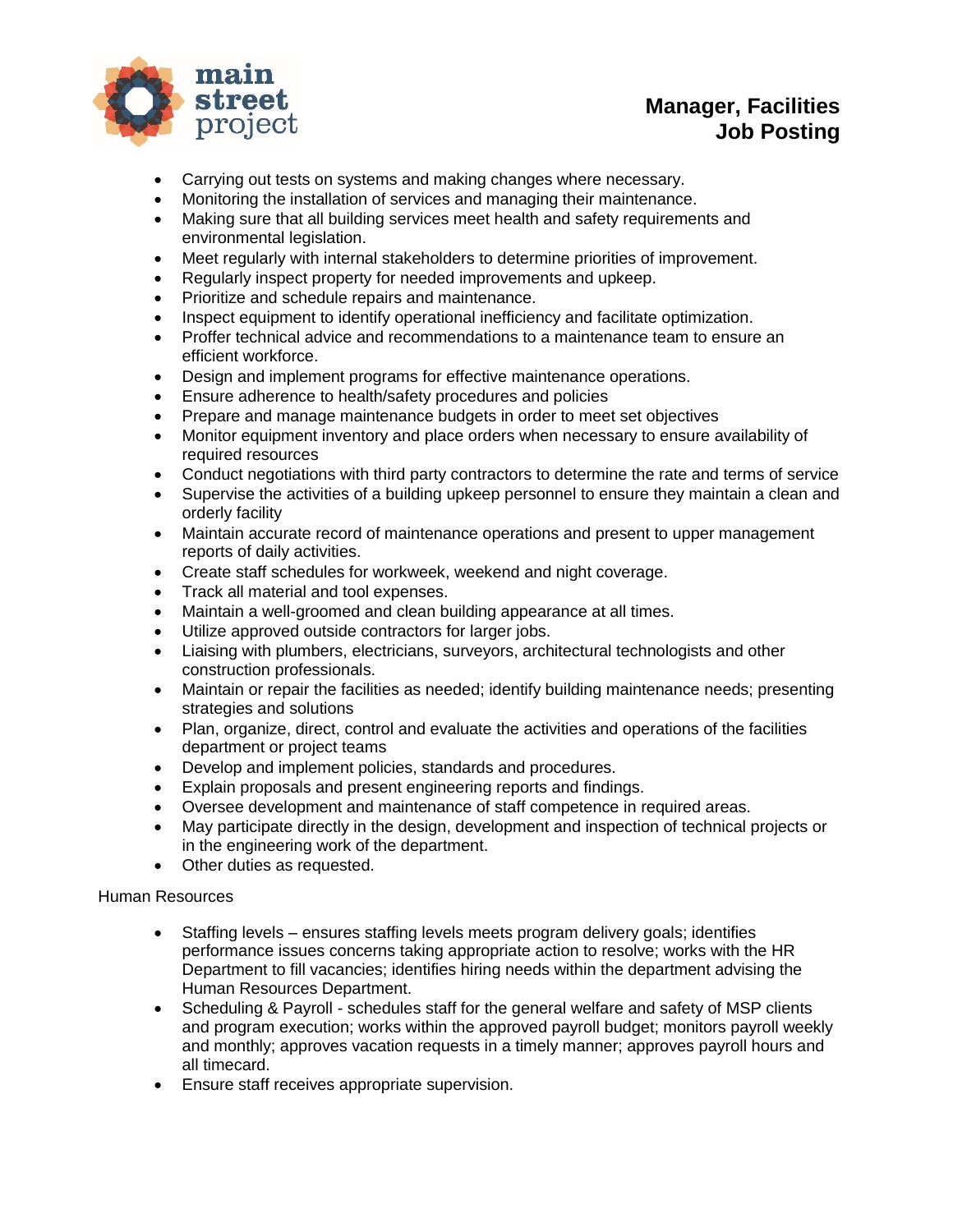- Carrying out tests on systems and making changes where necessary.
- Monitoring the installation of services and managing their maintenance.
- Making sure that all building services meet health and safety requirements and environmental legislation.
- Meet regularly with internal stakeholders to determine priorities of improvement.
- Regularly inspect property for needed improvements and upkeep.
- Prioritize and schedule repairs and maintenance.
- Inspect equipment to identify operational inefficiency and facilitate optimization.
- Proffer technical advice and recommendations to a maintenance team to ensure an efficient workforce.
- Design and implement programs for effective maintenance operations.
- Ensure adherence to health/safety procedures and policies
- Prepare and manage maintenance budgets in order to meet set objectives
- Monitor equipment inventory and place orders when necessary to ensure availability of required resources
- Conduct negotiations with third party contractors to determine the rate and terms of service
- Supervise the activities of a building upkeep personnel to ensure they maintain a clean and orderly facility
- Maintain accurate record of maintenance operations and present to upper management reports of daily activities.
- Create staff schedules for workweek, weekend and night coverage.
- Track all material and tool expenses.
- Maintain a well-groomed and clean building appearance at all times.
- Utilize approved outside contractors for larger jobs.
- Liaising with plumbers, electricians, surveyors, architectural technologists and other construction professionals.
- Maintain or repair the facilities as needed; identify building maintenance needs; presenting strategies and solutions
- Plan, organize, direct, control and evaluate the activities and operations of the facilities department or project teams
- Develop and implement policies, standards and procedures.
- Explain proposals and present engineering reports and findings.
- Oversee development and maintenance of staff competence in required areas.
- May participate directly in the design, development and inspection of technical projects or in the engineering work of the department.
- Other duties as requested.

Human Resources

- Staffing levels – ensures staffing levels meets program delivery goals; identifies performance issues concerns taking appropriate action to resolve; works with the HR Department to fill vacancies; identifies hiring needs within the department advising the Human Resources Department.
- Scheduling & Payroll - schedules staff for the general welfare and safety of MSP clients and program execution; works within the approved payroll budget; monitors payroll weekly and monthly; approves vacation requests in a timely manner; approves payroll hours and all timecard.
- Ensure staff receives appropriate supervision.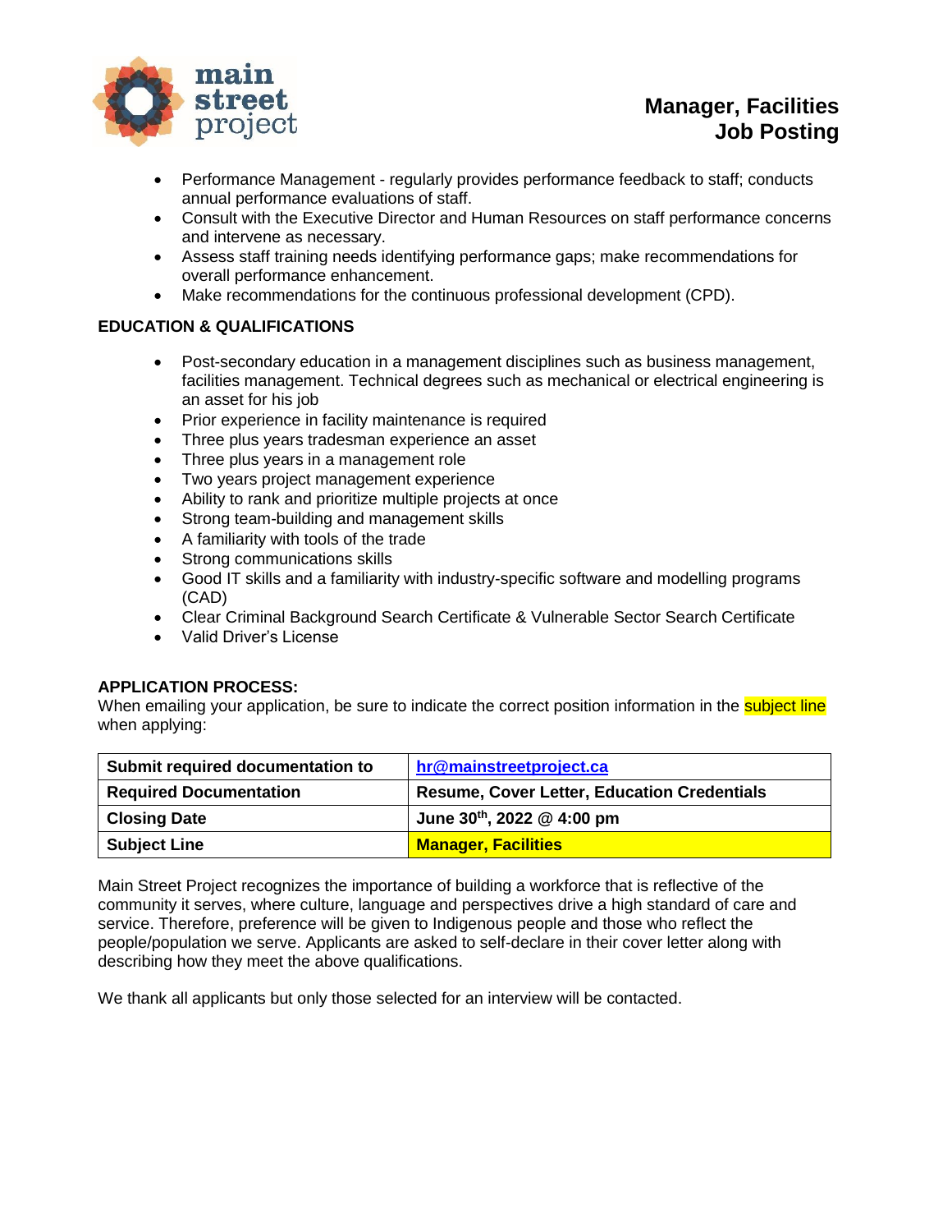- Performance Management - regularly provides performance feedback to staff; conducts annual performance evaluations of staff.
- Consult with the Executive Director and Human Resources on staff performance concerns and intervene as necessary.
- Assess staff training needs identifying performance gaps; make recommendations for overall performance enhancement.
- Make recommendations for the continuous professional development (CPD).

**EDUCATION & QUALIFICATIONS**

- Post-secondary education in a management disciplines such as business management, facilities management. Technical degrees such as mechanical or electrical engineering is an asset for his job
- Prior experience in facility maintenance is required
- Three plus years tradesman experience an asset
- Three plus years in a management role
- Two years project management experience
- Ability to rank and prioritize multiple projects at once
- Strong team-building and management skills
- A familiarity with tools of the trade
- Strong communications skills
- Good IT skills and a familiarity with industry-specific software and modelling programs (CAD)
- Clear Criminal Background Search Certificate & Vulnerable Sector Search Certificate
- Valid Driver's License

**APPLICATION PROCESS:**

When emailing your application, be sure to indicate the correct position information in the subject line when applying:

| | |
|---|---|
| **Submit required documentation to** | **hr@mainstreetproject.ca** |
| **Required Documentation** | **Resume, Cover Letter, Education Credentials** |
| **Closing Date** | **June 30th, 2022 @ 4:00 pm** |
| **Subject Line** | **Manager, Facilities** |

Main Street Project recognizes the importance of building a workforce that is reflective of the community it serves, where culture, language and perspectives drive a high standard of care and service. Therefore, preference will be given to Indigenous people and those who reflect the people/population we serve. Applicants are asked to self-declare in their cover letter along with describing how they meet the above qualifications.

We thank all applicants but only those selected for an interview will be contacted.